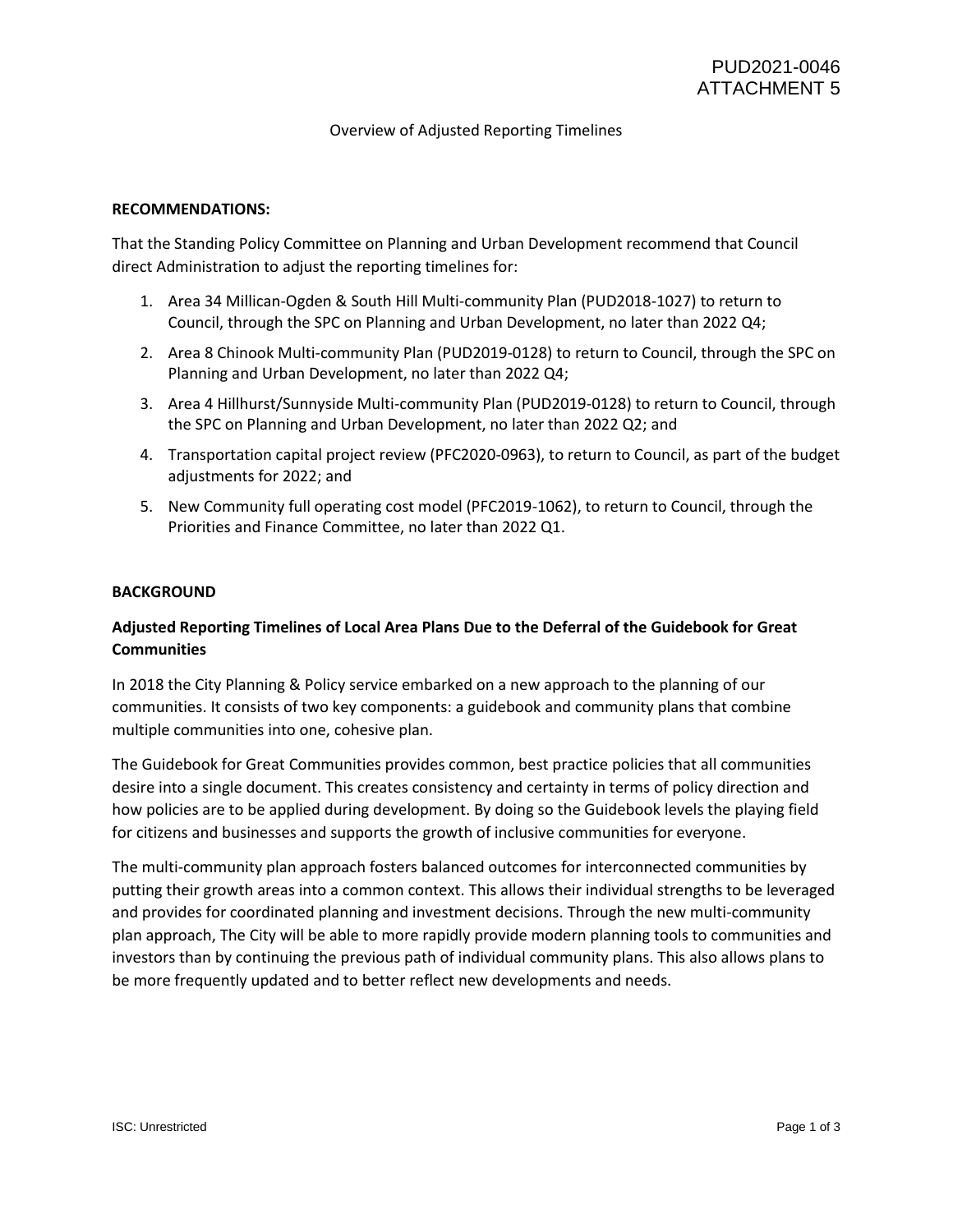PUD2021-0046
ATTACHMENT 5

Overview of Adjusted Reporting Timelines

**RECOMMENDATIONS:**

That the Standing Policy Committee on Planning and Urban Development recommend that Council direct Administration to adjust the reporting timelines for:

1. Area 34 Millican-Ogden & South Hill Multi-community Plan (PUD2018-1027) to return to Council, through the SPC on Planning and Urban Development, no later than 2022 Q4;
2. Area 8 Chinook Multi-community Plan (PUD2019-0128) to return to Council, through the SPC on Planning and Urban Development, no later than 2022 Q4;
3. Area 4 Hillhurst/Sunnyside Multi-community Plan (PUD2019-0128) to return to Council, through the SPC on Planning and Urban Development, no later than 2022 Q2; and
4. Transportation capital project review (PFC2020-0963), to return to Council, as part of the budget adjustments for 2022; and
5. New Community full operating cost model (PFC2019-1062), to return to Council, through the Priorities and Finance Committee, no later than 2022 Q1.

**BACKGROUND**

**Adjusted Reporting Timelines of Local Area Plans Due to the Deferral of the Guidebook for Great Communities**

In 2018 the City Planning & Policy service embarked on a new approach to the planning of our communities. It consists of two key components: a guidebook and community plans that combine multiple communities into one, cohesive plan.

The Guidebook for Great Communities provides common, best practice policies that all communities desire into a single document. This creates consistency and certainty in terms of policy direction and how policies are to be applied during development. By doing so the Guidebook levels the playing field for citizens and businesses and supports the growth of inclusive communities for everyone.

The multi-community plan approach fosters balanced outcomes for interconnected communities by putting their growth areas into a common context. This allows their individual strengths to be leveraged and provides for coordinated planning and investment decisions. Through the new multi-community plan approach, The City will be able to more rapidly provide modern planning tools to communities and investors than by continuing the previous path of individual community plans. This also allows plans to be more frequently updated and to better reflect new developments and needs.

ISC: Unrestricted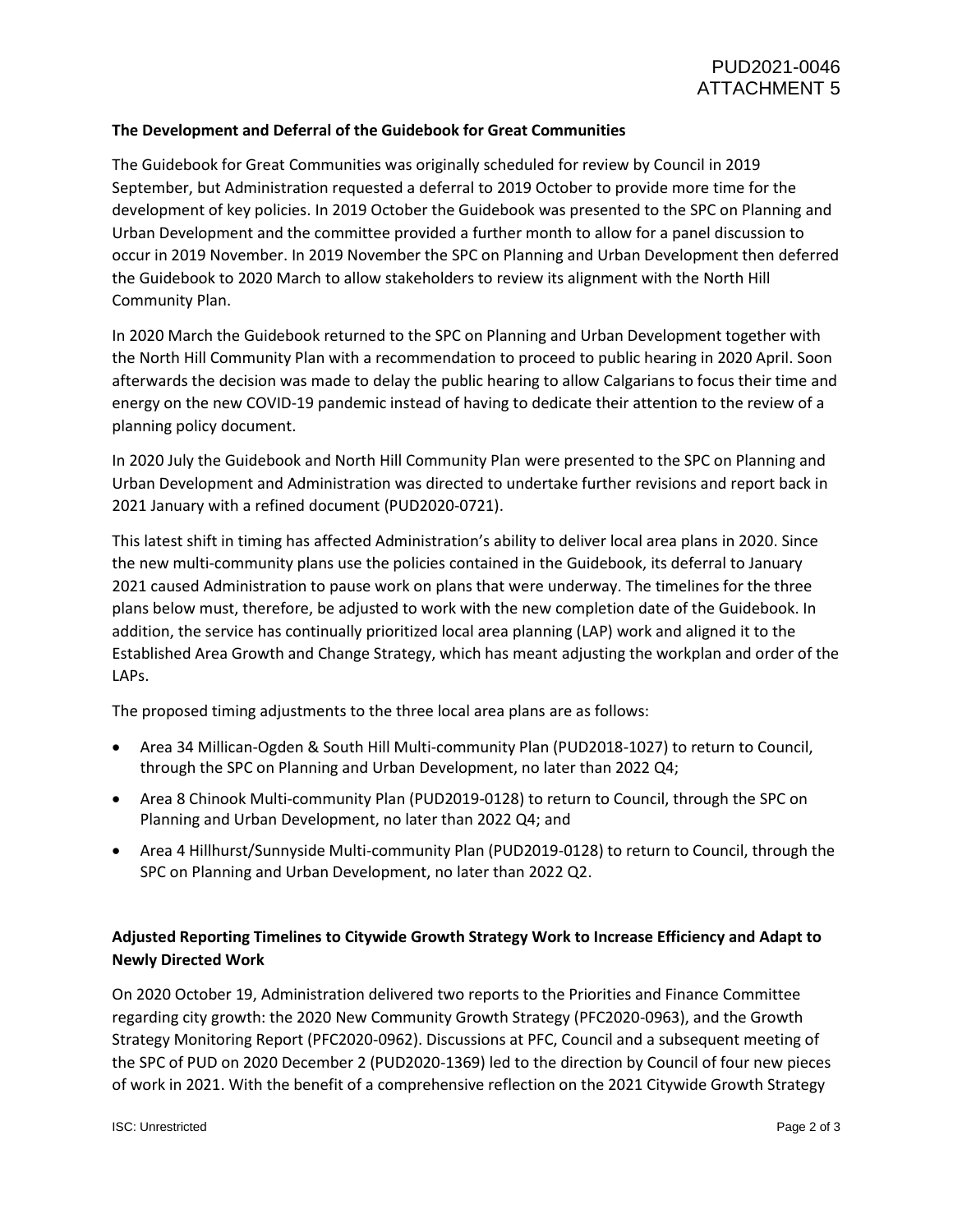**The Development and Deferral of the Guidebook for Great Communities**

The Guidebook for Great Communities was originally scheduled for review by Council in 2019 September, but Administration requested a deferral to 2019 October to provide more time for the development of key policies. In 2019 October the Guidebook was presented to the SPC on Planning and Urban Development and the committee provided a further month to allow for a panel discussion to occur in 2019 November. In 2019 November the SPC on Planning and Urban Development then deferred the Guidebook to 2020 March to allow stakeholders to review its alignment with the North Hill Community Plan.

In 2020 March the Guidebook returned to the SPC on Planning and Urban Development together with the North Hill Community Plan with a recommendation to proceed to public hearing in 2020 April. Soon afterwards the decision was made to delay the public hearing to allow Calgarians to focus their time and energy on the new COVID-19 pandemic instead of having to dedicate their attention to the review of a planning policy document.

In 2020 July the Guidebook and North Hill Community Plan were presented to the SPC on Planning and Urban Development and Administration was directed to undertake further revisions and report back in 2021 January with a refined document (PUD2020-0721).

This latest shift in timing has affected Administration's ability to deliver local area plans in 2020. Since the new multi-community plans use the policies contained in the Guidebook, its deferral to January 2021 caused Administration to pause work on plans that were underway. The timelines for the three plans below must, therefore, be adjusted to work with the new completion date of the Guidebook. In addition, the service has continually prioritized local area planning (LAP) work and aligned it to the Established Area Growth and Change Strategy, which has meant adjusting the workplan and order of the LAPs.

The proposed timing adjustments to the three local area plans are as follows:

- Area 34 Millican-Ogden & South Hill Multi-community Plan (PUD2018-1027) to return to Council, through the SPC on Planning and Urban Development, no later than 2022 Q4;
- Area 8 Chinook Multi-community Plan (PUD2019-0128) to return to Council, through the SPC on Planning and Urban Development, no later than 2022 Q4; and
- Area 4 Hillhurst/Sunnyside Multi-community Plan (PUD2019-0128) to return to Council, through the SPC on Planning and Urban Development, no later than 2022 Q2.

**Adjusted Reporting Timelines to Citywide Growth Strategy Work to Increase Efficiency and Adapt to Newly Directed Work**

On 2020 October 19, Administration delivered two reports to the Priorities and Finance Committee regarding city growth: the 2020 New Community Growth Strategy (PFC2020-0963), and the Growth Strategy Monitoring Report (PFC2020-0962). Discussions at PFC, Council and a subsequent meeting of the SPC of PUD on 2020 December 2 (PUD2020-1369) led to the direction by Council of four new pieces of work in 2021. With the benefit of a comprehensive reflection on the 2021 Citywide Growth Strategy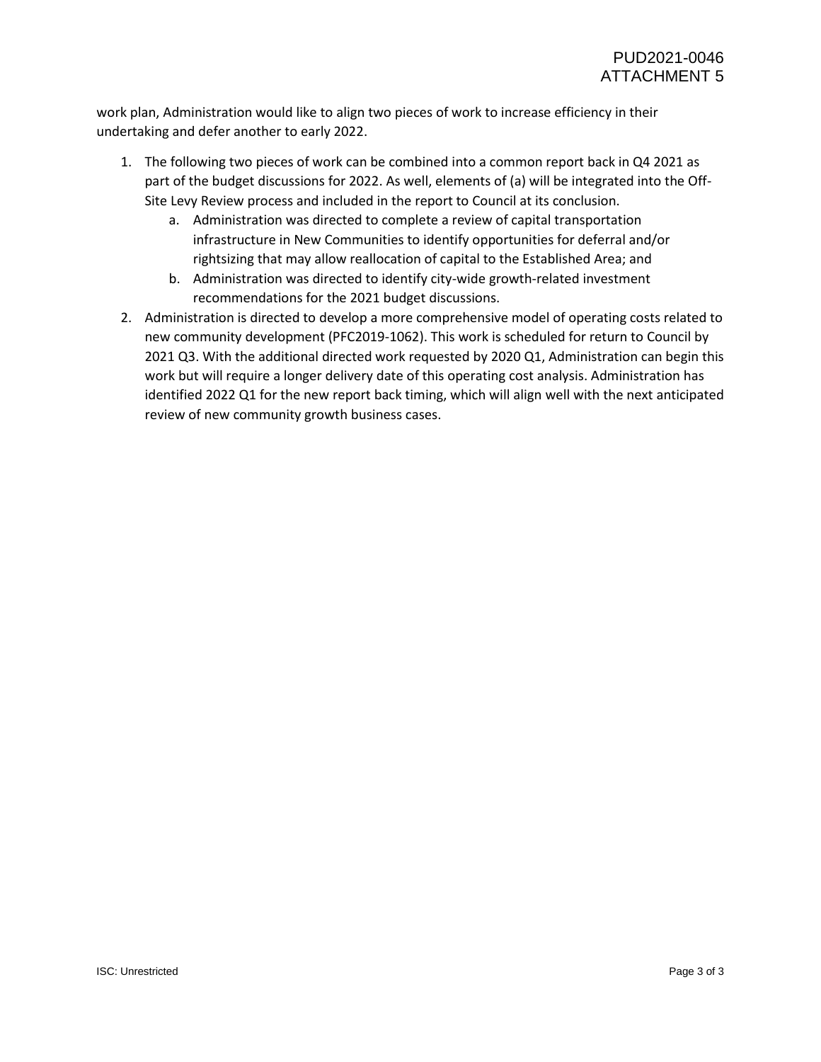work plan, Administration would like to align two pieces of work to increase efficiency in their undertaking and defer another to early 2022.

1. The following two pieces of work can be combined into a common report back in Q4 2021 as part of the budget discussions for 2022. As well, elements of (a) will be integrated into the Off-Site Levy Review process and included in the report to Council at its conclusion.
   a. Administration was directed to complete a review of capital transportation infrastructure in New Communities to identify opportunities for deferral and/or rightsizing that may allow reallocation of capital to the Established Area; and
   b. Administration was directed to identify city-wide growth-related investment recommendations for the 2021 budget discussions.
2. Administration is directed to develop a more comprehensive model of operating costs related to new community development (PFC2019-1062). This work is scheduled for return to Council by 2021 Q3. With the additional directed work requested by 2020 Q1, Administration can begin this work but will require a longer delivery date of this operating cost analysis. Administration has identified 2022 Q1 for the new report back timing, which will align well with the next anticipated review of new community growth business cases.